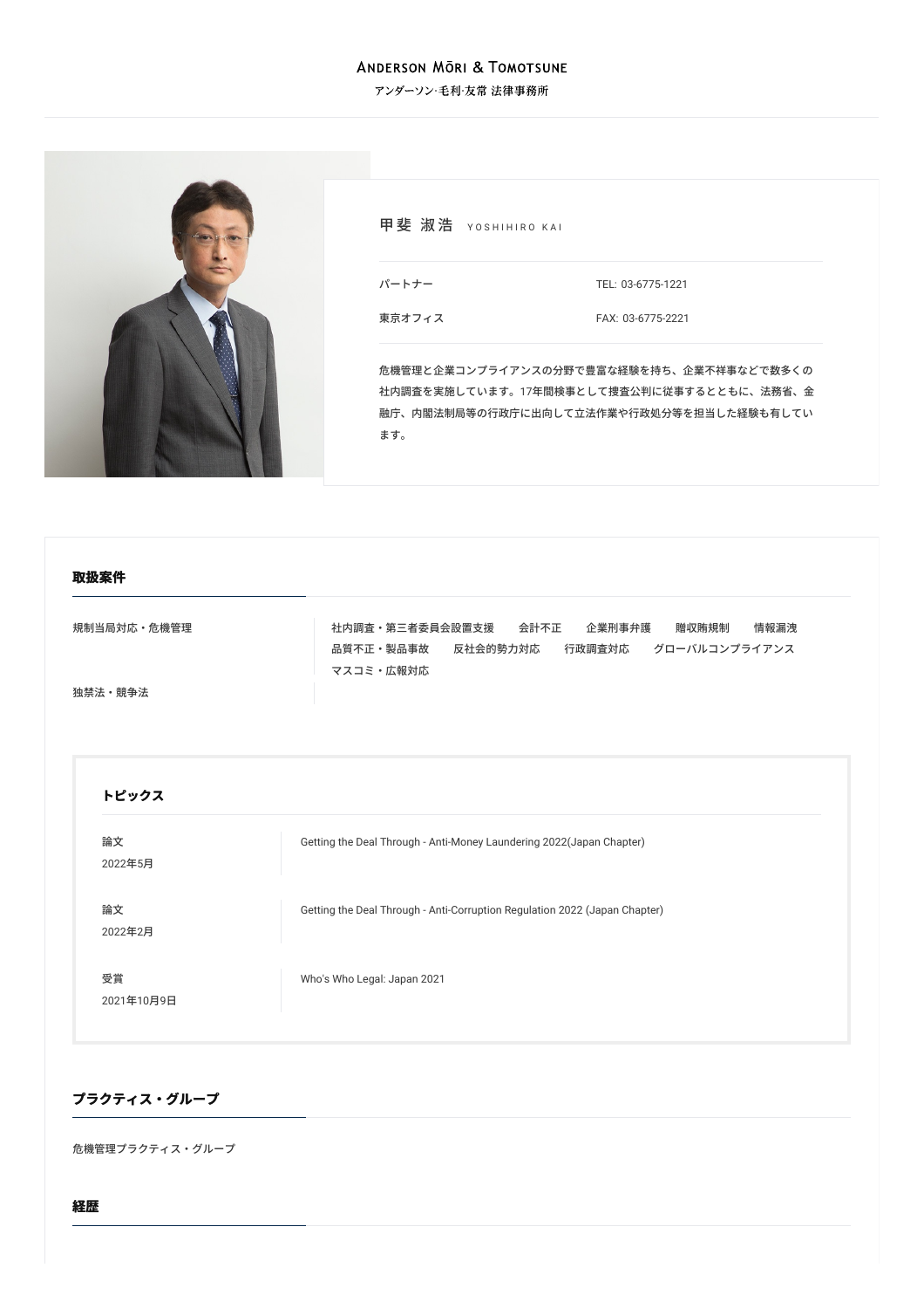ANDERSON MŌRI & TOMOTSUNE

アンダーソン·毛利·友常 法律事務所

# 甲斐 淑浩 YOSHIHIRO KAI

パートナー

東京オフィス

TEL: 03-6775-1221

FAX: 03-6775-2221

危機管理と企業コンプライアンスの分野で豊富な経験を持ち、企業不祥事などで数多くの社内調査を実施しています。17年間検事として捜査公判に従事するとともに、法務省、金融庁、内閣法制局等の行政庁に出向して立法作業や行政処分等を担当した経験も有しています。

## 取扱案件

| | |
|---|---|
| 規制当局対応・危機管理 | 社内調査・第三者委員会設置支援　会計不正　企業刑事弁護　贈収賄規制　情報漏洩　品質不正・製品事故　反社会的勢力対応　行政調査対応　グローバルコンプライアンス　マスコミ・広報対応 |
| 独禁法・競争法 | |

## トピックス

| | |
|---|---|
| 論文<br>2022年5月 | Getting the Deal Through - Anti-Money Laundering 2022(Japan Chapter) |
| 論文<br>2022年2月 | Getting the Deal Through - Anti-Corruption Regulation 2022 (Japan Chapter) |
| 受賞<br>2021年10月9日 | Who's Who Legal: Japan 2021 |

## プラクティス・グループ

危機管理プラクティス・グループ

## 経歴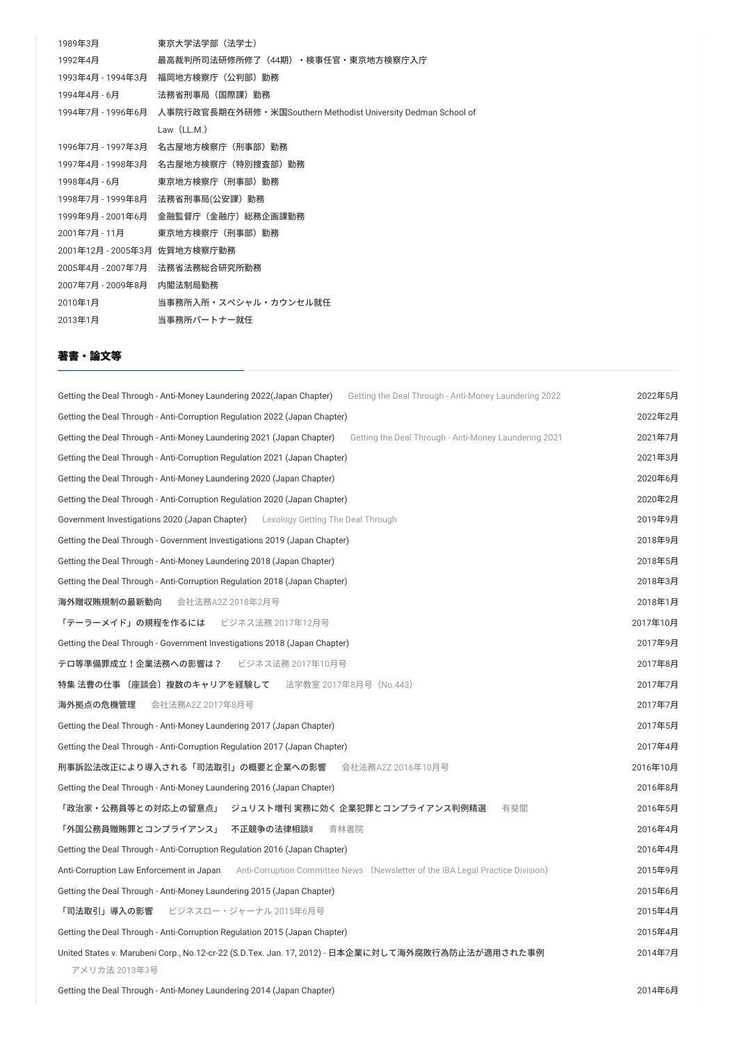| | |
|---|---|
| 1989年3月 | 東京大学法学部（法学士） |
| 1992年4月 | 最高裁判所司法研修所修了（44期）・検事任官・東京地方検察庁入庁 |
| 1993年4月 - 1994年3月 | 福岡地方検察庁（公判部）勤務 |
| 1994年4月 - 6月 | 法務省刑事局（国際課）勤務 |
| 1994年7月 - 1996年6月 | 人事院行政官長期在外研修・米国Southern Methodist University Dedman School of Law（LL.M.） |
| 1996年7月 - 1997年3月 | 名古屋地方検察庁（刑事部）勤務 |
| 1997年4月 - 1998年3月 | 名古屋地方検察庁（特別捜査部）勤務 |
| 1998年4月 - 6月 | 東京地方検察庁（刑事部）勤務 |
| 1998年7月 - 1999年8月 | 法務省刑事局(公安課）勤務 |
| 1999年9月 - 2001年6月 | 金融監督庁（金融庁）総務企画課勤務 |
| 2001年7月 - 11月 | 東京地方検察庁（刑事部）勤務 |
| 2001年12月 - 2005年3月 | 佐賀地方検察庁勤務 |
| 2005年4月 - 2007年7月 | 法務省法務総合研究所勤務 |
| 2007年7月 - 2009年8月 | 内閣法制局勤務 |
| 2010年1月 | 当事務所入所・スペシャル・カウンセル就任 |
| 2013年1月 | 当事務所パートナー就任 |

## 著書・論文等

| | |
|---|---|
| Getting the Deal Through - Anti-Money Laundering 2022(Japan Chapter)　Getting the Deal Through - Anti-Money Laundering 2022 | 2022年5月 |
| Getting the Deal Through - Anti-Corruption Regulation 2022 (Japan Chapter) | 2022年2月 |
| Getting the Deal Through - Anti-Money Laundering 2021 (Japan Chapter)　Getting the Deal Through - Anti-Money Laundering 2021 | 2021年7月 |
| Getting the Deal Through - Anti-Corruption Regulation 2021 (Japan Chapter) | 2021年3月 |
| Getting the Deal Through - Anti-Money Laundering 2020 (Japan Chapter) | 2020年6月 |
| Getting the Deal Through - Anti-Corruption Regulation 2020 (Japan Chapter) | 2020年2月 |
| Government Investigations 2020 (Japan Chapter)　Lexology Getting The Deal Through | 2019年9月 |
| Getting the Deal Through - Government Investigations 2019 (Japan Chapter) | 2018年9月 |
| Getting the Deal Through - Anti-Money Laundering 2018 (Japan Chapter) | 2018年5月 |
| Getting the Deal Through - Anti-Corruption Regulation 2018 (Japan Chapter) | 2018年3月 |
| 海外贈収賄規制の最新動向　会社法務A2Z 2018年2月号 | 2018年1月 |
| 「テーラーメイド」の規程を作るには　ビジネス法務 2017年12月号 | 2017年10月 |
| Getting the Deal Through - Government Investigations 2018 (Japan Chapter) | 2017年9月 |
| テロ等準備罪成立！企業法務への影響は？　ビジネス法務 2017年10月号 | 2017年8月 |
| 特集 法曹の仕事〔座談会〕複数のキャリアを経験して　法学教室 2017年8月号（No.443） | 2017年7月 |
| 海外拠点の危機管理　会社法務A2Z 2017年8月号 | 2017年7月 |
| Getting the Deal Through - Anti-Money Laundering 2017 (Japan Chapter) | 2017年5月 |
| Getting the Deal Through - Anti-Corruption Regulation 2017 (Japan Chapter) | 2017年4月 |
| 刑事訴訟法改正により導入される「司法取引」の概要と企業への影響　会社法務A2Z 2016年10月号 | 2016年10月 |
| Getting the Deal Through - Anti-Money Laundering 2016 (Japan Chapter) | 2016年8月 |
| 「政治家・公務員等との対応上の留意点」　ジュリスト増刊 実務に効く 企業犯罪とコンプライアンス判例精選　有斐閣 | 2016年5月 |
| 「外国公務員贈賄罪とコンプライアンス」　不正競争の法律相談Ⅱ　青林書院 | 2016年4月 |
| Getting the Deal Through - Anti-Corruption Regulation 2016 (Japan Chapter) | 2016年4月 |
| Anti-Corruption Law Enforcement in Japan　Anti-Corruption Committee News （Newsletter of the IBA Legal Practice Division） | 2015年9月 |
| Getting the Deal Through - Anti-Money Laundering 2015 (Japan Chapter) | 2015年6月 |
| 「司法取引」導入の影響　ビジネスロー・ジャーナル 2015年6月号 | 2015年4月 |
| Getting the Deal Through - Anti-Corruption Regulation 2015 (Japan Chapter) | 2015年4月 |
| United States v. Marubeni Corp., No.12-cr-22 (S.D.Tex. Jan. 17, 2012) - 日本企業に対して海外腐敗行為防止法が適用された事例　アメリカ法 2013年3号 | 2014年7月 |
| Getting the Deal Through - Anti-Money Laundering 2014 (Japan Chapter) | 2014年6月 |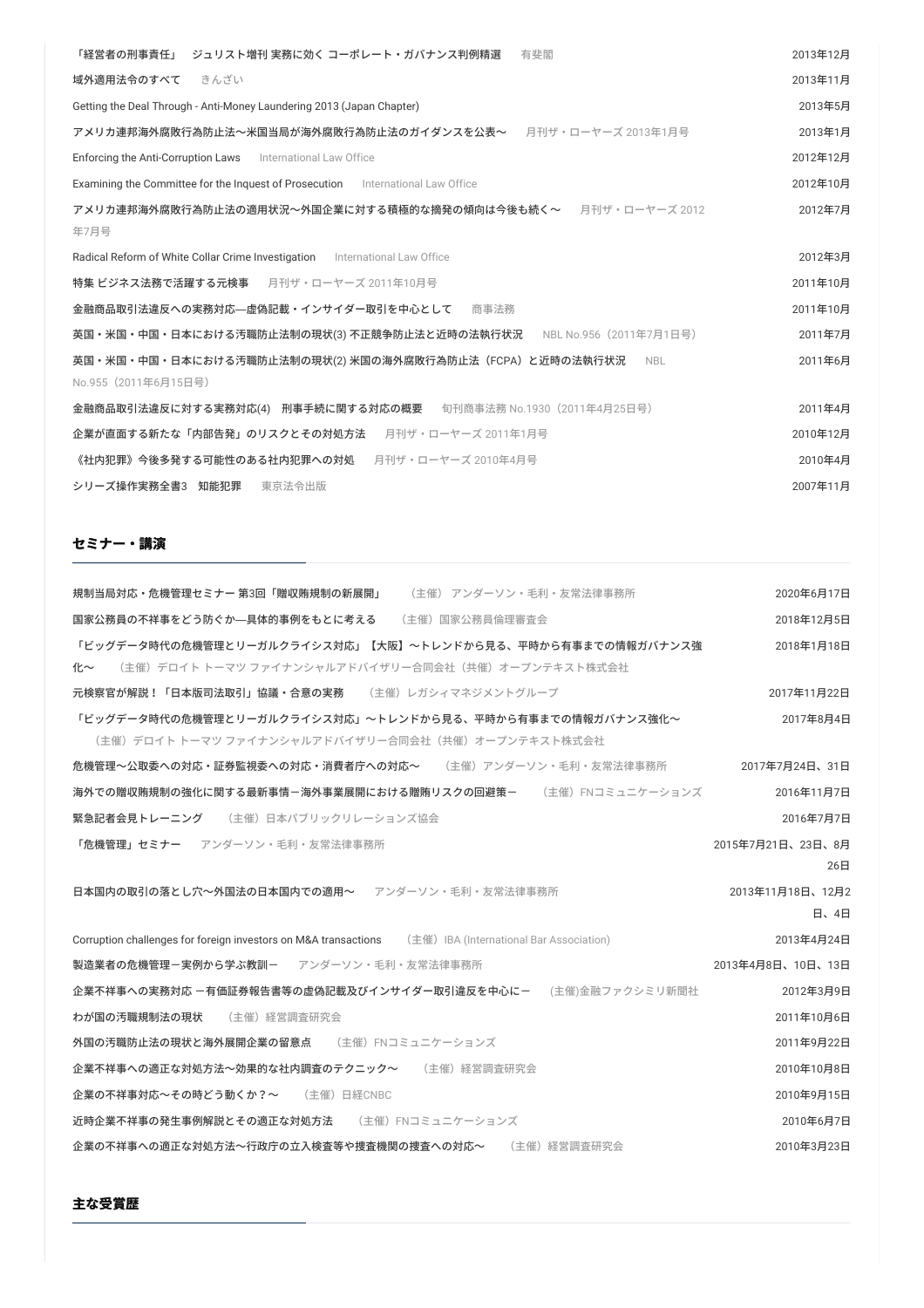| | |
|---|---|
| 「経営者の刑事責任」　ジュリスト増刊 実務に効く コーポレート・ガバナンス判例精選　有斐閣 | 2013年12月 |
| 域外適用法令のすべて　きんざい | 2013年11月 |
| Getting the Deal Through - Anti-Money Laundering 2013 (Japan Chapter) | 2013年5月 |
| アメリカ連邦海外腐敗行為防止法～米国当局が海外腐敗行為防止法のガイダンスを公表～　月刊ザ・ローヤーズ 2013年1月号 | 2013年1月 |
| Enforcing the Anti-Corruption Laws　International Law Office | 2012年12月 |
| Examining the Committee for the Inquest of Prosecution　International Law Office | 2012年10月 |
| アメリカ連邦海外腐敗行為防止法の適用状況～外国企業に対する積極的な摘発の傾向は今後も続く～　月刊ザ・ローヤーズ 2012年7月号 | 2012年7月 |
| Radical Reform of White Collar Crime Investigation　International Law Office | 2012年3月 |
| 特集 ビジネス法務で活躍する元検事　月刊ザ・ローヤーズ 2011年10月号 | 2011年10月 |
| 金融商品取引法違反への実務対応―虚偽記載・インサイダー取引を中心として　商事法務 | 2011年10月 |
| 英国・米国・中国・日本における汚職防止法制の現状(3) 不正競争防止法と近時の法執行状況　NBL No.956（2011年7月1日号） | 2011年7月 |
| 英国・米国・中国・日本における汚職防止法制の現状(2) 米国の海外腐敗行為防止法（FCPA）と近時の法執行状況　NBL No.955（2011年6月15日号） | 2011年6月 |
| 金融商品取引法違反に対する実務対応(4)　刑事手続に関する対応の概要　旬刊商事法務 No.1930（2011年4月25日号） | 2011年4月 |
| 企業が直面する新たな「内部告発」のリスクとその対処方法　月刊ザ・ローヤーズ 2011年1月号 | 2010年12月 |
| 《社内犯罪》今後多発する可能性のある社内犯罪への対処　月刊ザ・ローヤーズ 2010年4月号 | 2010年4月 |
| シリーズ捜査実務全書3　知能犯罪　東京法令出版 | 2007年11月 |

## セミナー・講演

| | |
|---|---|
| 規制当局対応・危機管理セミナー 第3回「贈収賄規制の新展開」　（主催）アンダーソン・毛利・友常法律事務所 | 2020年6月17日 |
| 国家公務員の不祥事をどう防ぐか―具体的事例をもとに考える　（主催）国家公務員倫理審査会 | 2018年12月5日 |
| 「ビッグデータ時代の危機管理とリーガルクライシス対応」【大阪】～トレンドから見る、平時から有事までの情報ガバナンス強化～　（主催）デロイト トーマツ ファイナンシャルアドバイザリー合同会社（共催）オープンテキスト株式会社 | 2018年1月18日 |
| 元検察官が解説！「日本版司法取引」協議・合意の実務　（主催）レガシィマネジメントグループ | 2017年11月22日 |
| 「ビッグデータ時代の危機管理とリーガルクライシス対応」～トレンドから見る、平時から有事までの情報ガバナンス強化～　（主催）デロイト トーマツ ファイナンシャルアドバイザリー合同会社（共催）オープンテキスト株式会社 | 2017年8月4日 |
| 危機管理～公取委への対応・証券監視委への対応・消費者庁への対応～　（主催）アンダーソン・毛利・友常法律事務所 | 2017年7月24日、31日 |
| 海外での贈収賄規制の強化に関する最新事情－海外事業展開における贈賄リスクの回避策－　（主催）FNコミュニケーションズ | 2016年11月7日 |
| 緊急記者会見トレーニング　（主催）日本パブリックリレーションズ協会 | 2016年7月7日 |
| 「危機管理」セミナー　アンダーソン・毛利・友常法律事務所 | 2015年7月21日、23日、8月26日 |
| 日本国内の取引の落とし穴～外国法の日本国内での適用～　アンダーソン・毛利・友常法律事務所 | 2013年11月18日、12月2日、4日 |
| Corruption challenges for foreign investors on M&A transactions　（主催）IBA (International Bar Association) | 2013年4月24日 |
| 製造業者の危機管理－実例から学ぶ教訓－　アンダーソン・毛利・友常法律事務所 | 2013年4月8日、10日、13日 |
| 企業不祥事への実務対応 －有価証券報告書等の虚偽記載及びインサイダー取引違反を中心に－　(主催)金融ファクシミリ新聞社 | 2012年3月9日 |
| わが国の汚職規制法の現状　（主催）経営調査研究会 | 2011年10月6日 |
| 外国の汚職防止法の現状と海外展開企業の留意点　（主催）FNコミュニケーションズ | 2011年9月22日 |
| 企業不祥事への適正な対処方法～効果的な社内調査のテクニック～　（主催）経営調査研究会 | 2010年10月8日 |
| 企業の不祥事対応～その時どう動くか？～　（主催）日経CNBC | 2010年9月15日 |
| 近時企業不祥事の発生事例解説とその適正な対処方法　（主催）FNコミュニケーションズ | 2010年6月7日 |
| 企業の不祥事への適正な対処方法～行政庁の立入検査等や捜査機関の捜査への対応～　（主催）経営調査研究会 | 2010年3月23日 |

## 主な受賞歴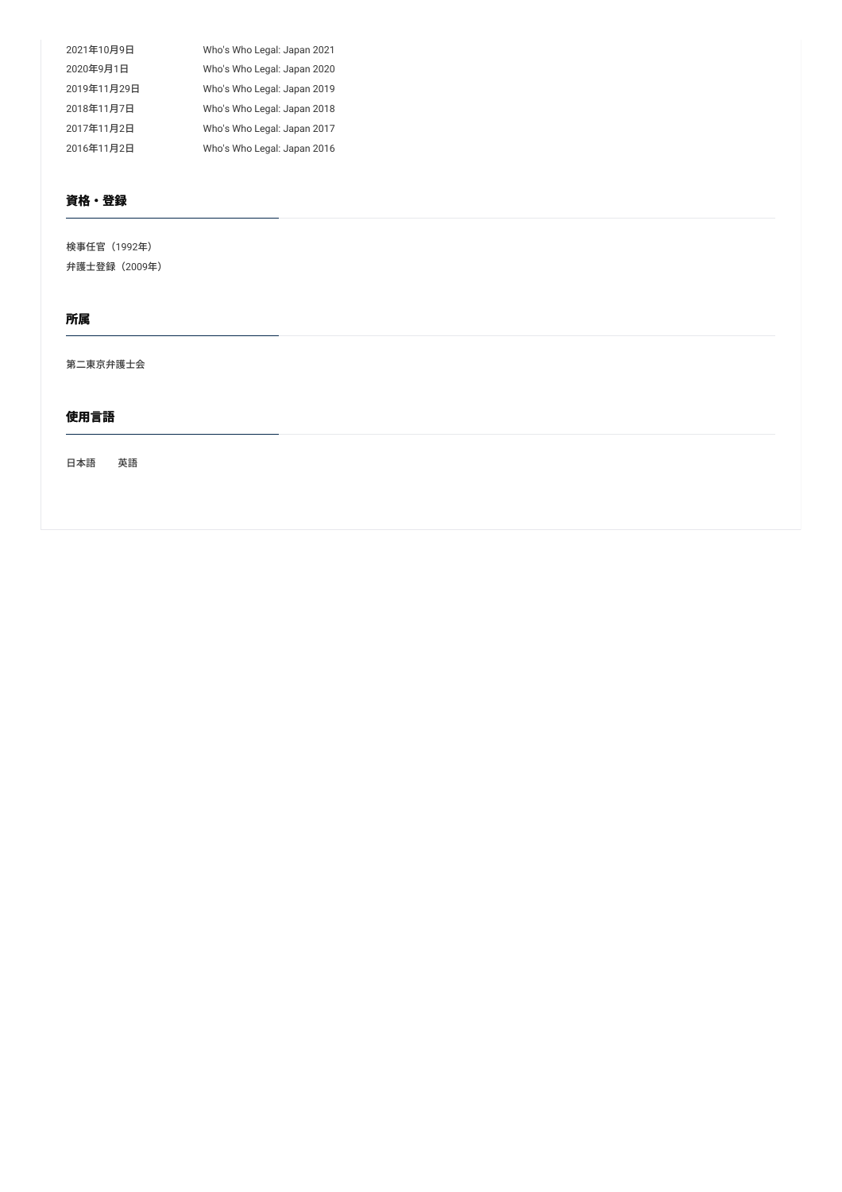| | |
|---|---|
| 2021年10月9日 | Who's Who Legal: Japan 2021 |
| 2020年9月1日 | Who's Who Legal: Japan 2020 |
| 2019年11月29日 | Who's Who Legal: Japan 2019 |
| 2018年11月7日 | Who's Who Legal: Japan 2018 |
| 2017年11月2日 | Who's Who Legal: Japan 2017 |
| 2016年11月2日 | Who's Who Legal: Japan 2016 |

## 資格・登録

検事任官（1992年）

弁護士登録（2009年）

## 所属

第二東京弁護士会

## 使用言語

日本語　英語